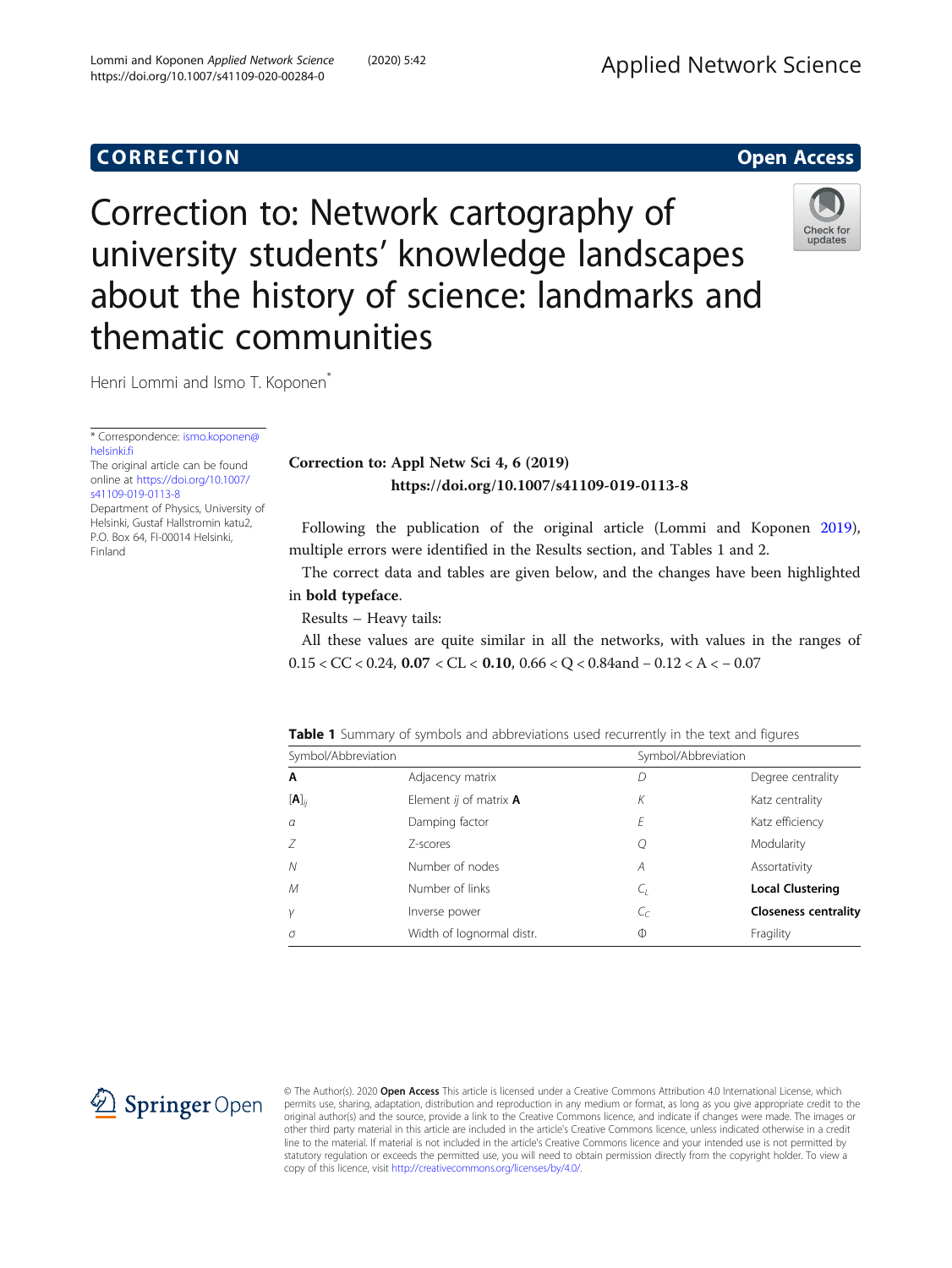**CORRECTION** **Open Access**

# Correction to: Network cartography of university students' knowledge landscapes about the history of science: landmarks and thematic communities

Henri Lommi and Ismo T. Koponen*

* Correspondence: ismo.koponen@helsinki.fi

The original article can be found online at https://doi.org/10.1007/s41109-019-0113-8

Department of Physics, University of Helsinki, Gustaf Hallstromin katu2, P.O. Box 64, FI-00014 Helsinki, Finland

**Correction to: Appl Netw Sci 4, 6 (2019)**
**https://doi.org/10.1007/s41109-019-0113-8**

Following the publication of the original article (Lommi and Koponen 2019), multiple errors were identified in the Results section, and Tables 1 and 2.

The correct data and tables are given below, and the changes have been highlighted in **bold typeface**.

Results – Heavy tails:

All these values are quite similar in all the networks, with values in the ranges of $0.15 < CC < 0.24$, **0.07** $< CL <$ **0.10**, $0.66 < Q < 0.84$and $-0.12 < A < -0.07$

**Table 1** Summary of symbols and abbreviations used recurrently in the text and figures

| Symbol/Abbreviation | | Symbol/Abbreviation | |
|---|---|---|---|
| **A** | Adjacency matrix | $D$ | Degree centrality |
| $[\mathbf{A}]_{ij}$ | Element *ij* of matrix **A** | $K$ | Katz centrality |
| $\alpha$ | Damping factor | $E$ | Katz efficiency |
| $Z$ | Z-scores | $Q$ | Modularity |
| $N$ | Number of nodes | $A$ | Assortativity |
| $M$ | Number of links | $C_L$ | **Local Clustering** |
| $\gamma$ | Inverse power | $C_C$ | **Closeness centrality** |
| $\sigma$ | Width of lognormal distr. | $\Phi$ | Fragility |

© The Author(s). 2020 **Open Access** This article is licensed under a Creative Commons Attribution 4.0 International License, which permits use, sharing, adaptation, distribution and reproduction in any medium or format, as long as you give appropriate credit to the original author(s) and the source, provide a link to the Creative Commons licence, and indicate if changes were made. The images or other third party material in this article are included in the article's Creative Commons licence, unless indicated otherwise in a credit line to the material. If material is not included in the article's Creative Commons licence and your intended use is not permitted by statutory regulation or exceeds the permitted use, you will need to obtain permission directly from the copyright holder. To view a copy of this licence, visit http://creativecommons.org/licenses/by/4.0/.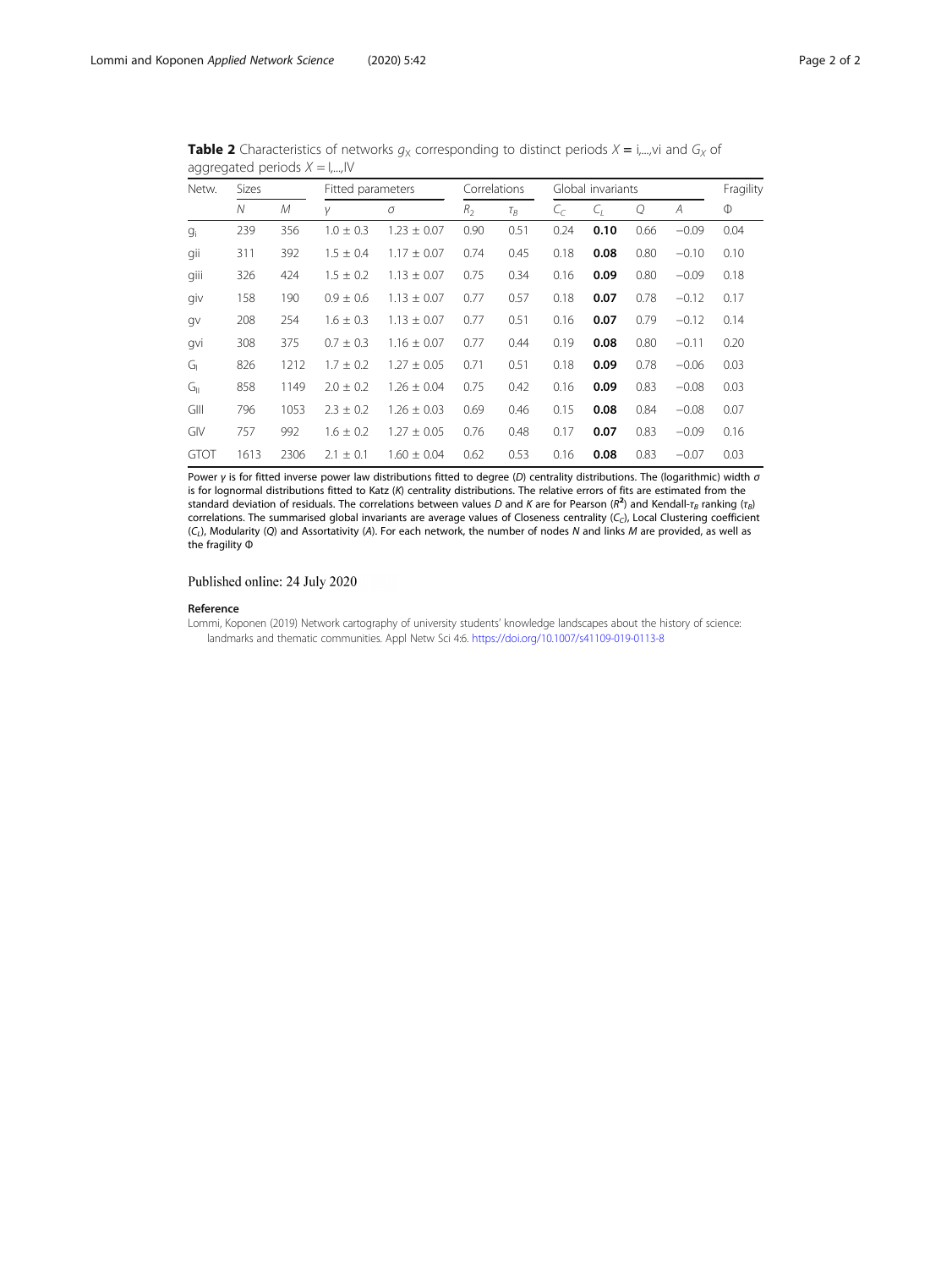**Table 2** Characteristics of networks $g_X$ corresponding to distinct periods $X$ = i,...,vi and $G_X$ of aggregated periods $X$ = I,...,IV

| Netw. | Sizes | | Fitted parameters | | Correlations | | Global invariants | | | | Fragility |
|---|---|---|---|---|---|---|---|---|---|---|---|
| | $N$ | $M$ | $\gamma$ | $\sigma$ | $R_2$ | $\tau_B$ | $C_C$ | $C_L$ | $Q$ | $A$ | $\Phi$ |
| $g_i$ | 239 | 356 | 1.0 ± 0.3 | 1.23 ± 0.07 | 0.90 | 0.51 | 0.24 | **0.10** | 0.66 | −0.09 | 0.04 |
| gii | 311 | 392 | 1.5 ± 0.4 | 1.17 ± 0.07 | 0.74 | 0.45 | 0.18 | **0.08** | 0.80 | −0.10 | 0.10 |
| giii | 326 | 424 | 1.5 ± 0.2 | 1.13 ± 0.07 | 0.75 | 0.34 | 0.16 | **0.09** | 0.80 | −0.09 | 0.18 |
| giv | 158 | 190 | 0.9 ± 0.6 | 1.13 ± 0.07 | 0.77 | 0.57 | 0.18 | **0.07** | 0.78 | −0.12 | 0.17 |
| gv | 208 | 254 | 1.6 ± 0.3 | 1.13 ± 0.07 | 0.77 | 0.51 | 0.16 | **0.07** | 0.79 | −0.12 | 0.14 |
| gvi | 308 | 375 | 0.7 ± 0.3 | 1.16 ± 0.07 | 0.77 | 0.44 | 0.19 | **0.08** | 0.80 | −0.11 | 0.20 |
| $G_I$ | 826 | 1212 | 1.7 ± 0.2 | 1.27 ± 0.05 | 0.71 | 0.51 | 0.18 | **0.09** | 0.78 | −0.06 | 0.03 |
| $G_{II}$ | 858 | 1149 | 2.0 ± 0.2 | 1.26 ± 0.04 | 0.75 | 0.42 | 0.16 | **0.09** | 0.83 | −0.08 | 0.03 |
| GIII | 796 | 1053 | 2.3 ± 0.2 | 1.26 ± 0.03 | 0.69 | 0.46 | 0.15 | **0.08** | 0.84 | −0.08 | 0.07 |
| GIV | 757 | 992 | 1.6 ± 0.2 | 1.27 ± 0.05 | 0.76 | 0.48 | 0.17 | **0.07** | 0.83 | −0.09 | 0.16 |
| GTOT | 1613 | 2306 | 2.1 ± 0.1 | 1.60 ± 0.04 | 0.62 | 0.53 | 0.16 | **0.08** | 0.83 | −0.07 | 0.03 |

Power $\gamma$ is for fitted inverse power law distributions fitted to degree ($D$) centrality distributions. The (logarithmic) width $\sigma$ is for lognormal distributions fitted to Katz ($K$) centrality distributions. The relative errors of fits are estimated from the standard deviation of residuals. The correlations between values $D$ and $K$ are for Pearson ($R^2$) and Kendall-$\tau_B$ ranking ($\tau_B$) correlations. The summarised global invariants are average values of Closeness centrality ($C_C$), Local Clustering coefficient ($C_L$), Modularity ($Q$) and Assortativity ($A$). For each network, the number of nodes $N$ and links $M$ are provided, as well as the fragility $\Phi$

Published online: 24 July 2020

#### Reference

Lommi, Koponen (2019) Network cartography of university students' knowledge landscapes about the history of science: landmarks and thematic communities. Appl Netw Sci 4:6. https://doi.org/10.1007/s41109-019-0113-8